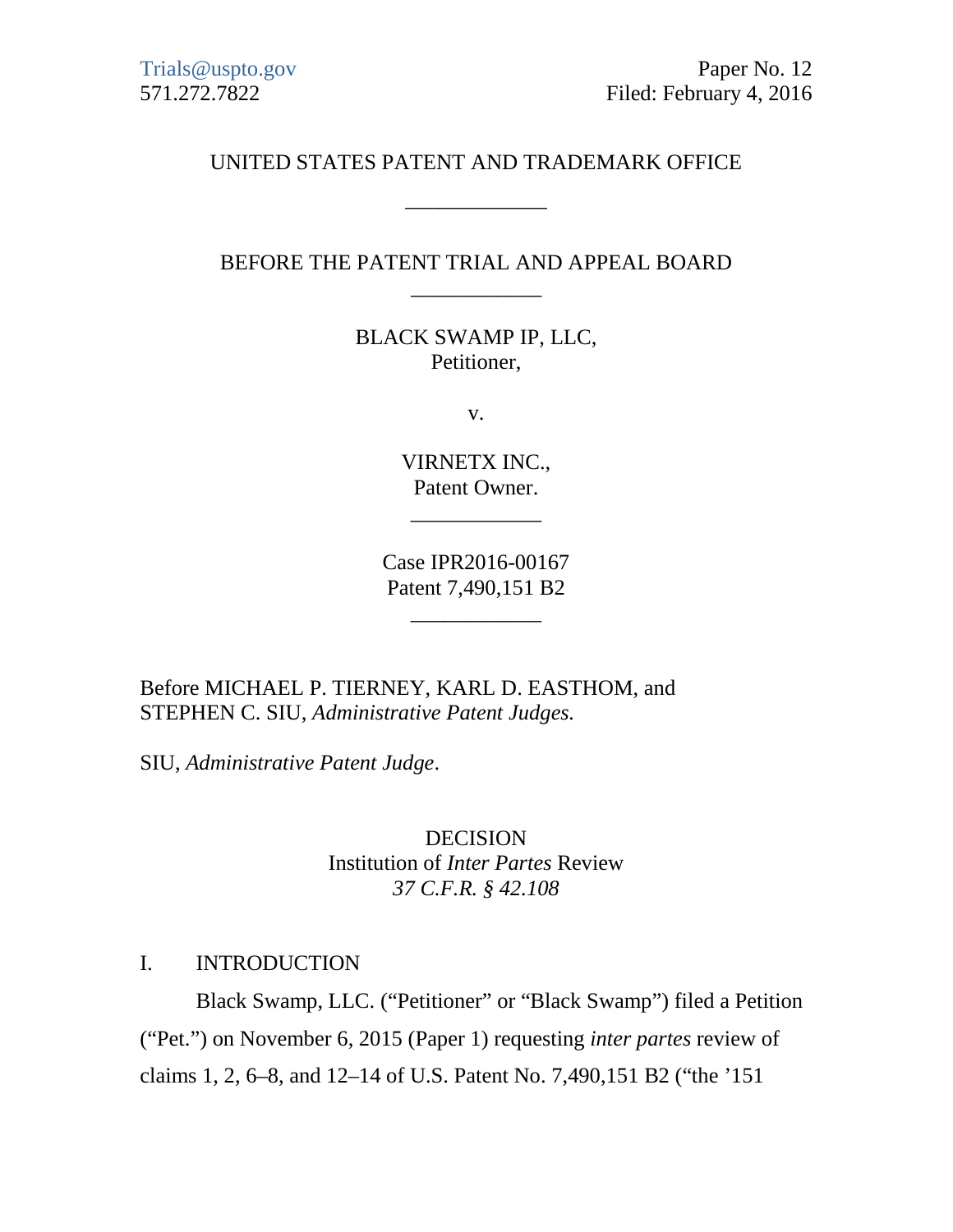Trials@uspto.gov
571.272.7822

Paper No. 12
Filed: February 4, 2016

UNITED STATES PATENT AND TRADEMARK OFFICE

\_\_\_\_\_\_\_\_\_\_\_\_

BEFORE THE PATENT TRIAL AND APPEAL BOARD

\_\_\_\_\_\_\_\_\_\_\_\_

BLACK SWAMP IP, LLC,
Petitioner,

v.

VIRNETX INC.,
Patent Owner.

\_\_\_\_\_\_\_\_\_\_\_\_

Case IPR2016-00167
Patent 7,490,151 B2

\_\_\_\_\_\_\_\_\_\_\_\_

Before MICHAEL P. TIERNEY, KARL D. EASTHOM, and STEPHEN C. SIU, *Administrative Patent Judges.*

SIU, *Administrative Patent Judge*.

DECISION
Institution of *Inter Partes* Review
*37 C.F.R. § 42.108*

## I. INTRODUCTION

Black Swamp, LLC. ("Petitioner" or "Black Swamp") filed a Petition ("Pet.") on November 6, 2015 (Paper 1) requesting *inter partes* review of claims 1, 2, 6–8, and 12–14 of U.S. Patent No. 7,490,151 B2 ("the '151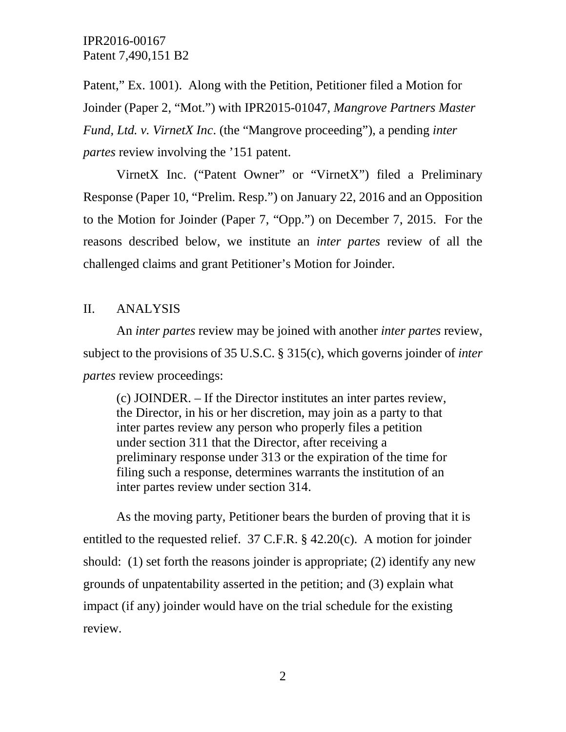Patent," Ex. 1001). Along with the Petition, Petitioner filed a Motion for Joinder (Paper 2, "Mot.") with IPR2015-01047, *Mangrove Partners Master Fund, Ltd. v. VirnetX Inc*. (the "Mangrove proceeding"), a pending *inter partes* review involving the '151 patent.

VirnetX Inc. ("Patent Owner" or "VirnetX") filed a Preliminary Response (Paper 10, "Prelim. Resp.") on January 22, 2016 and an Opposition to the Motion for Joinder (Paper 7, "Opp.") on December 7, 2015. For the reasons described below, we institute an *inter partes* review of all the challenged claims and grant Petitioner's Motion for Joinder.

## II. ANALYSIS

An *inter partes* review may be joined with another *inter partes* review, subject to the provisions of 35 U.S.C. § 315(c), which governs joinder of *inter partes* review proceedings:

> (c) JOINDER. – If the Director institutes an inter partes review, the Director, in his or her discretion, may join as a party to that inter partes review any person who properly files a petition under section 311 that the Director, after receiving a preliminary response under 313 or the expiration of the time for filing such a response, determines warrants the institution of an inter partes review under section 314.

As the moving party, Petitioner bears the burden of proving that it is entitled to the requested relief. 37 C.F.R. § 42.20(c). A motion for joinder should: (1) set forth the reasons joinder is appropriate; (2) identify any new grounds of unpatentability asserted in the petition; and (3) explain what impact (if any) joinder would have on the trial schedule for the existing review.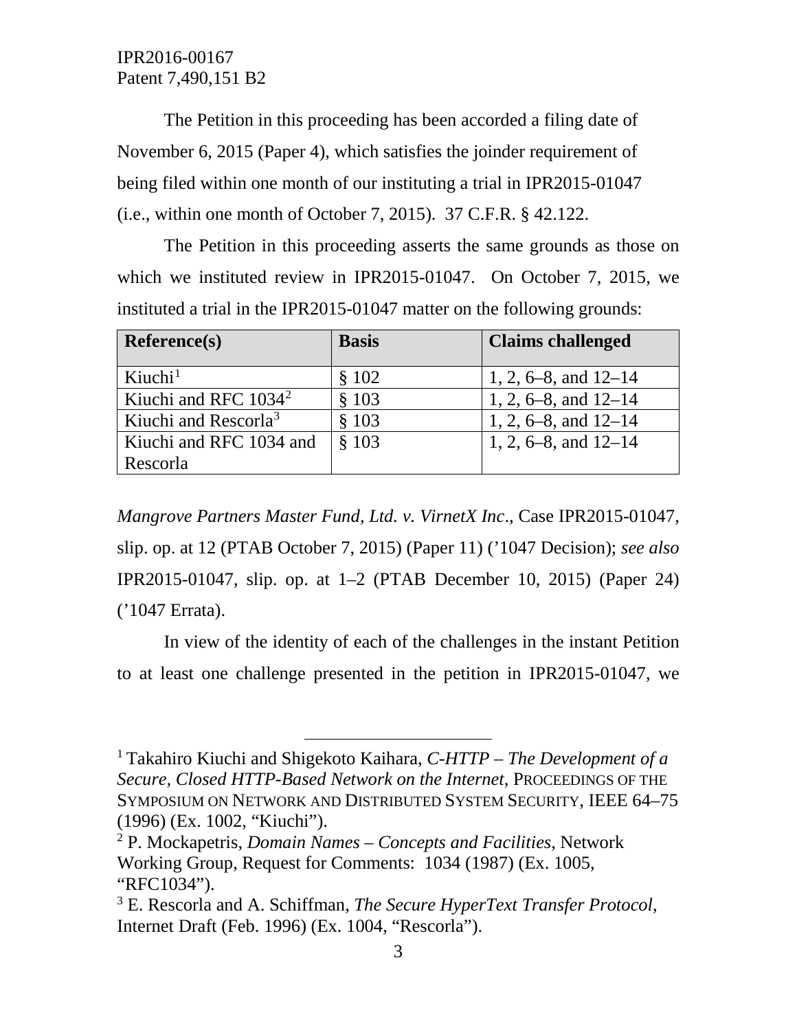The Petition in this proceeding has been accorded a filing date of November 6, 2015 (Paper 4), which satisfies the joinder requirement of being filed within one month of our instituting a trial in IPR2015-01047 (i.e., within one month of October 7, 2015). 37 C.F.R. § 42.122.

The Petition in this proceeding asserts the same grounds as those on which we instituted review in IPR2015-01047. On October 7, 2015, we instituted a trial in the IPR2015-01047 matter on the following grounds:

| **Reference(s)** | **Basis** | **Claims challenged** |
|---|---|---|
| Kiuchi[1] | § 102 | 1, 2, 6–8, and 12–14 |
| Kiuchi and RFC 1034[2] | § 103 | 1, 2, 6–8, and 12–14 |
| Kiuchi and Rescorla[3] | § 103 | 1, 2, 6–8, and 12–14 |
| Kiuchi and RFC 1034 and Rescorla | § 103 | 1, 2, 6–8, and 12–14 |

*Mangrove Partners Master Fund, Ltd. v. VirnetX Inc*., Case IPR2015-01047, slip. op. at 12 (PTAB October 7, 2015) (Paper 11) ('1047 Decision); *see also* IPR2015-01047, slip. op. at 1–2 (PTAB December 10, 2015) (Paper 24) ('1047 Errata).

In view of the identity of each of the challenges in the instant Petition to at least one challenge presented in the petition in IPR2015-01047, we

---

[1] Takahiro Kiuchi and Shigekoto Kaihara, *C-HTTP – The Development of a Secure, Closed HTTP-Based Network on the Internet*, PROCEEDINGS OF THE SYMPOSIUM ON NETWORK AND DISTRIBUTED SYSTEM SECURITY, IEEE 64–75 (1996) (Ex. 1002, "Kiuchi").

[2] P. Mockapetris, *Domain Names – Concepts and Facilities*, Network Working Group, Request for Comments: 1034 (1987) (Ex. 1005, "RFC1034").

[3] E. Rescorla and A. Schiffman, *The Secure HyperText Transfer Protocol*, Internet Draft (Feb. 1996) (Ex. 1004, "Rescorla").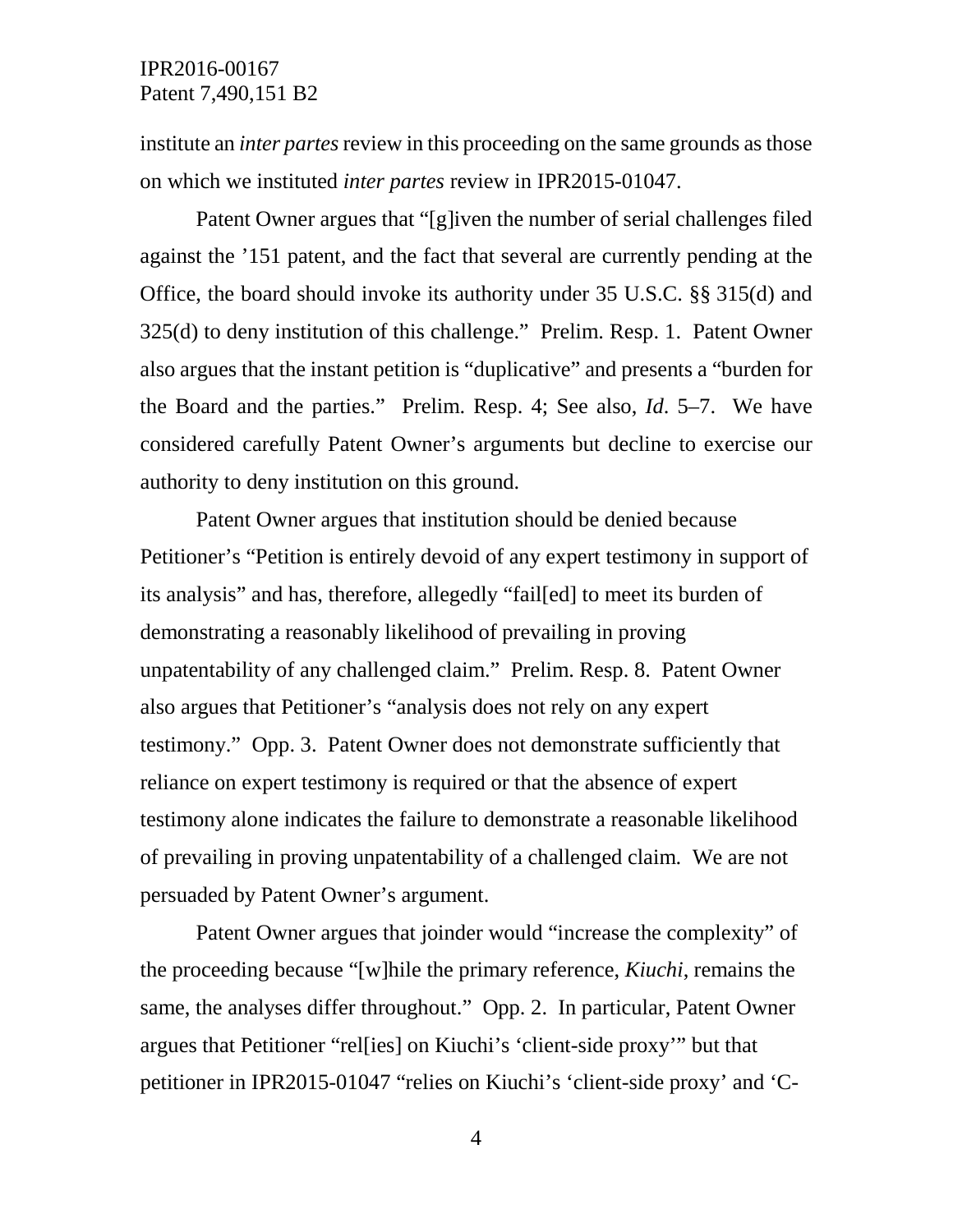institute an *inter partes* review in this proceeding on the same grounds as those on which we instituted *inter partes* review in IPR2015-01047.

Patent Owner argues that "[g]iven the number of serial challenges filed against the '151 patent, and the fact that several are currently pending at the Office, the board should invoke its authority under 35 U.S.C. §§ 315(d) and 325(d) to deny institution of this challenge." Prelim. Resp. 1. Patent Owner also argues that the instant petition is "duplicative" and presents a "burden for the Board and the parties." Prelim. Resp. 4; See also, *Id*. 5–7. We have considered carefully Patent Owner's arguments but decline to exercise our authority to deny institution on this ground.

Patent Owner argues that institution should be denied because Petitioner's "Petition is entirely devoid of any expert testimony in support of its analysis" and has, therefore, allegedly "fail[ed] to meet its burden of demonstrating a reasonably likelihood of prevailing in proving unpatentability of any challenged claim." Prelim. Resp. 8. Patent Owner also argues that Petitioner's "analysis does not rely on any expert testimony." Opp. 3. Patent Owner does not demonstrate sufficiently that reliance on expert testimony is required or that the absence of expert testimony alone indicates the failure to demonstrate a reasonable likelihood of prevailing in proving unpatentability of a challenged claim. We are not persuaded by Patent Owner's argument.

Patent Owner argues that joinder would "increase the complexity" of the proceeding because "[w]hile the primary reference, *Kiuchi*, remains the same, the analyses differ throughout." Opp. 2. In particular, Patent Owner argues that Petitioner "rel[ies] on Kiuchi's 'client-side proxy'" but that petitioner in IPR2015-01047 "relies on Kiuchi's 'client-side proxy' and 'C-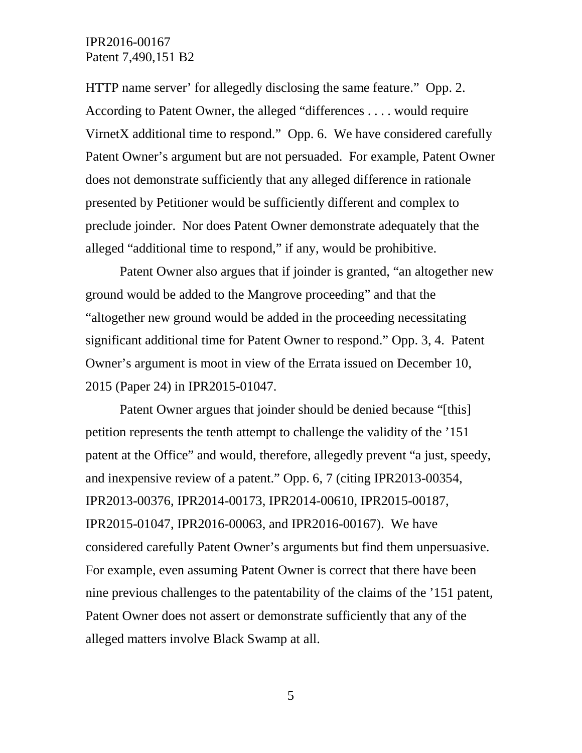HTTP name server' for allegedly disclosing the same feature." Opp. 2. According to Patent Owner, the alleged "differences . . . . would require VirnetX additional time to respond." Opp. 6. We have considered carefully Patent Owner's argument but are not persuaded. For example, Patent Owner does not demonstrate sufficiently that any alleged difference in rationale presented by Petitioner would be sufficiently different and complex to preclude joinder. Nor does Patent Owner demonstrate adequately that the alleged "additional time to respond," if any, would be prohibitive.

Patent Owner also argues that if joinder is granted, "an altogether new ground would be added to the Mangrove proceeding" and that the "altogether new ground would be added in the proceeding necessitating significant additional time for Patent Owner to respond." Opp. 3, 4. Patent Owner's argument is moot in view of the Errata issued on December 10, 2015 (Paper 24) in IPR2015-01047.

Patent Owner argues that joinder should be denied because "[this] petition represents the tenth attempt to challenge the validity of the '151 patent at the Office" and would, therefore, allegedly prevent "a just, speedy, and inexpensive review of a patent." Opp. 6, 7 (citing IPR2013-00354, IPR2013-00376, IPR2014-00173, IPR2014-00610, IPR2015-00187, IPR2015-01047, IPR2016-00063, and IPR2016-00167). We have considered carefully Patent Owner's arguments but find them unpersuasive. For example, even assuming Patent Owner is correct that there have been nine previous challenges to the patentability of the claims of the '151 patent, Patent Owner does not assert or demonstrate sufficiently that any of the alleged matters involve Black Swamp at all.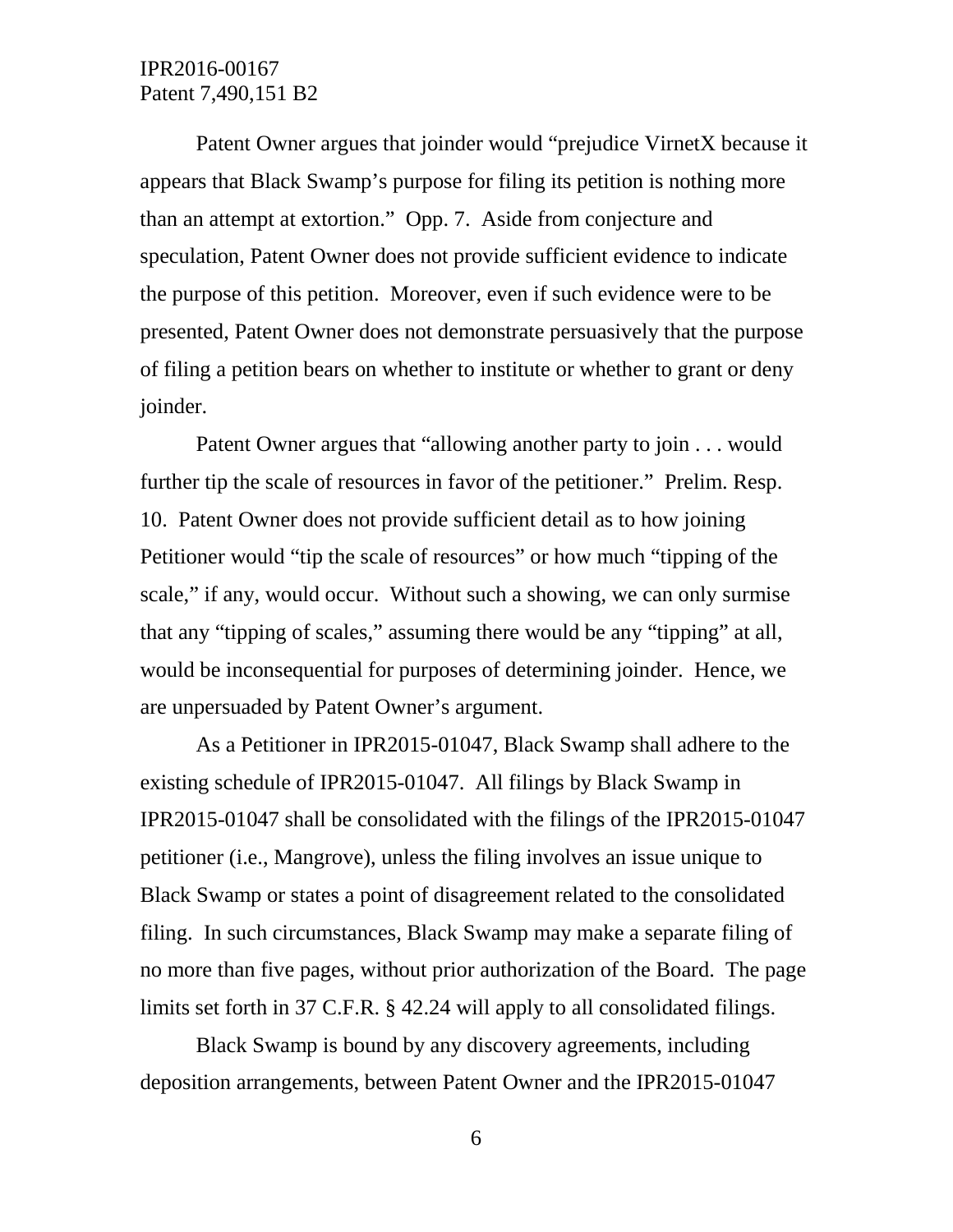Patent Owner argues that joinder would "prejudice VirnetX because it appears that Black Swamp's purpose for filing its petition is nothing more than an attempt at extortion." Opp. 7. Aside from conjecture and speculation, Patent Owner does not provide sufficient evidence to indicate the purpose of this petition. Moreover, even if such evidence were to be presented, Patent Owner does not demonstrate persuasively that the purpose of filing a petition bears on whether to institute or whether to grant or deny joinder.

Patent Owner argues that "allowing another party to join . . . would further tip the scale of resources in favor of the petitioner." Prelim. Resp. 10. Patent Owner does not provide sufficient detail as to how joining Petitioner would "tip the scale of resources" or how much "tipping of the scale," if any, would occur. Without such a showing, we can only surmise that any "tipping of scales," assuming there would be any "tipping" at all, would be inconsequential for purposes of determining joinder. Hence, we are unpersuaded by Patent Owner's argument.

As a Petitioner in IPR2015-01047, Black Swamp shall adhere to the existing schedule of IPR2015-01047. All filings by Black Swamp in IPR2015-01047 shall be consolidated with the filings of the IPR2015-01047 petitioner (i.e., Mangrove), unless the filing involves an issue unique to Black Swamp or states a point of disagreement related to the consolidated filing. In such circumstances, Black Swamp may make a separate filing of no more than five pages, without prior authorization of the Board. The page limits set forth in 37 C.F.R. § 42.24 will apply to all consolidated filings.

Black Swamp is bound by any discovery agreements, including deposition arrangements, between Patent Owner and the IPR2015-01047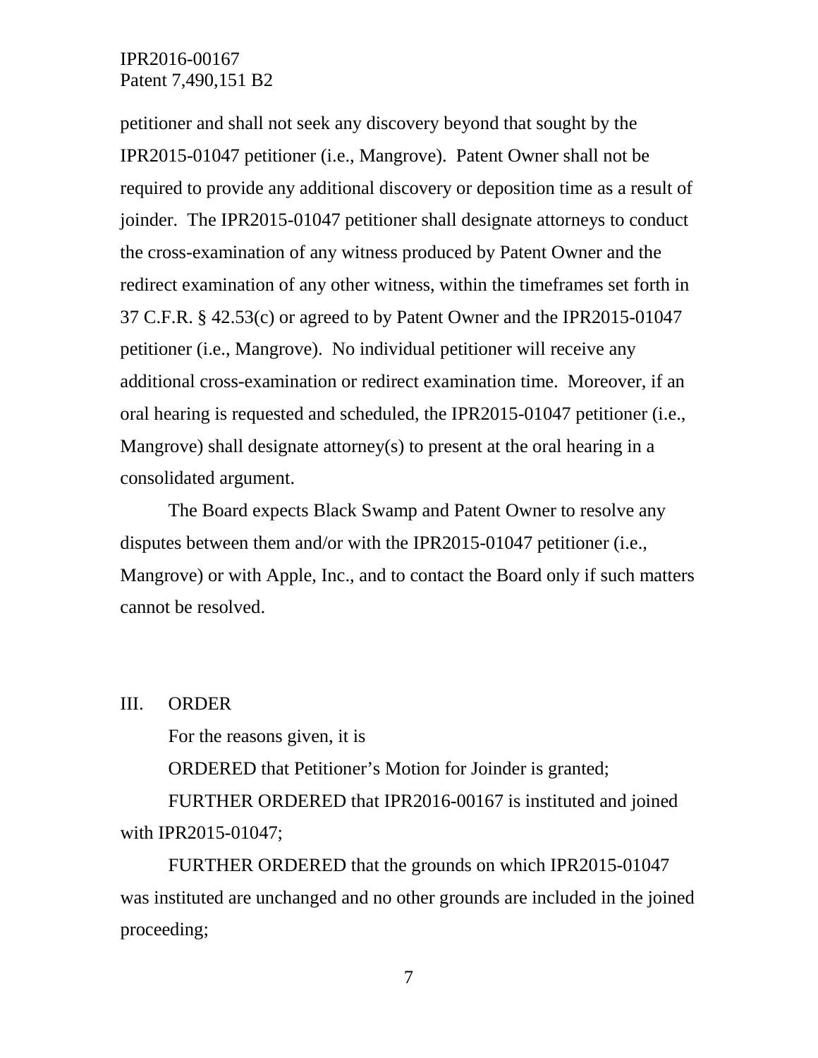petitioner and shall not seek any discovery beyond that sought by the IPR2015-01047 petitioner (i.e., Mangrove). Patent Owner shall not be required to provide any additional discovery or deposition time as a result of joinder. The IPR2015-01047 petitioner shall designate attorneys to conduct the cross-examination of any witness produced by Patent Owner and the redirect examination of any other witness, within the timeframes set forth in 37 C.F.R. § 42.53(c) or agreed to by Patent Owner and the IPR2015-01047 petitioner (i.e., Mangrove). No individual petitioner will receive any additional cross-examination or redirect examination time. Moreover, if an oral hearing is requested and scheduled, the IPR2015-01047 petitioner (i.e., Mangrove) shall designate attorney(s) to present at the oral hearing in a consolidated argument.

The Board expects Black Swamp and Patent Owner to resolve any disputes between them and/or with the IPR2015-01047 petitioner (i.e., Mangrove) or with Apple, Inc., and to contact the Board only if such matters cannot be resolved.

## III. ORDER

For the reasons given, it is

ORDERED that Petitioner's Motion for Joinder is granted;

FURTHER ORDERED that IPR2016-00167 is instituted and joined with IPR2015-01047;

FURTHER ORDERED that the grounds on which IPR2015-01047 was instituted are unchanged and no other grounds are included in the joined proceeding;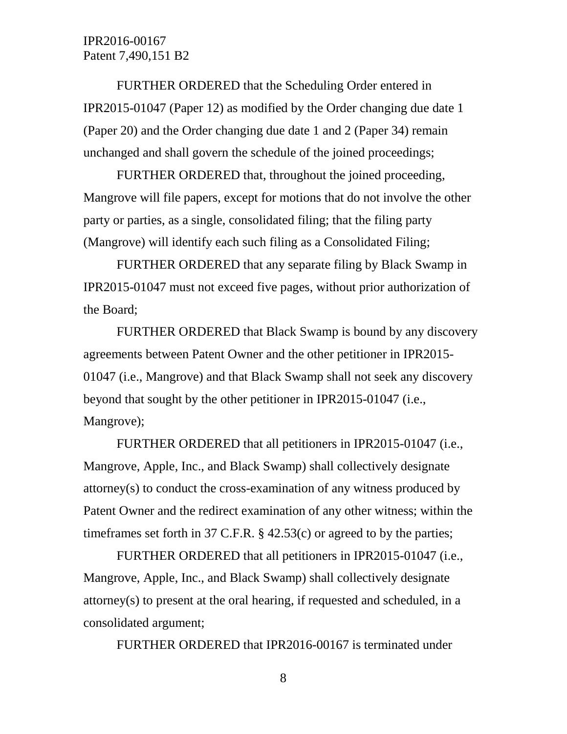FURTHER ORDERED that the Scheduling Order entered in IPR2015-01047 (Paper 12) as modified by the Order changing due date 1 (Paper 20) and the Order changing due date 1 and 2 (Paper 34) remain unchanged and shall govern the schedule of the joined proceedings;

FURTHER ORDERED that, throughout the joined proceeding, Mangrove will file papers, except for motions that do not involve the other party or parties, as a single, consolidated filing; that the filing party (Mangrove) will identify each such filing as a Consolidated Filing;

FURTHER ORDERED that any separate filing by Black Swamp in IPR2015-01047 must not exceed five pages, without prior authorization of the Board;

FURTHER ORDERED that Black Swamp is bound by any discovery agreements between Patent Owner and the other petitioner in IPR2015-01047 (i.e., Mangrove) and that Black Swamp shall not seek any discovery beyond that sought by the other petitioner in IPR2015-01047 (i.e., Mangrove);

FURTHER ORDERED that all petitioners in IPR2015-01047 (i.e., Mangrove, Apple, Inc., and Black Swamp) shall collectively designate attorney(s) to conduct the cross-examination of any witness produced by Patent Owner and the redirect examination of any other witness; within the timeframes set forth in 37 C.F.R. § 42.53(c) or agreed to by the parties;

FURTHER ORDERED that all petitioners in IPR2015-01047 (i.e., Mangrove, Apple, Inc., and Black Swamp) shall collectively designate attorney(s) to present at the oral hearing, if requested and scheduled, in a consolidated argument;

FURTHER ORDERED that IPR2016-00167 is terminated under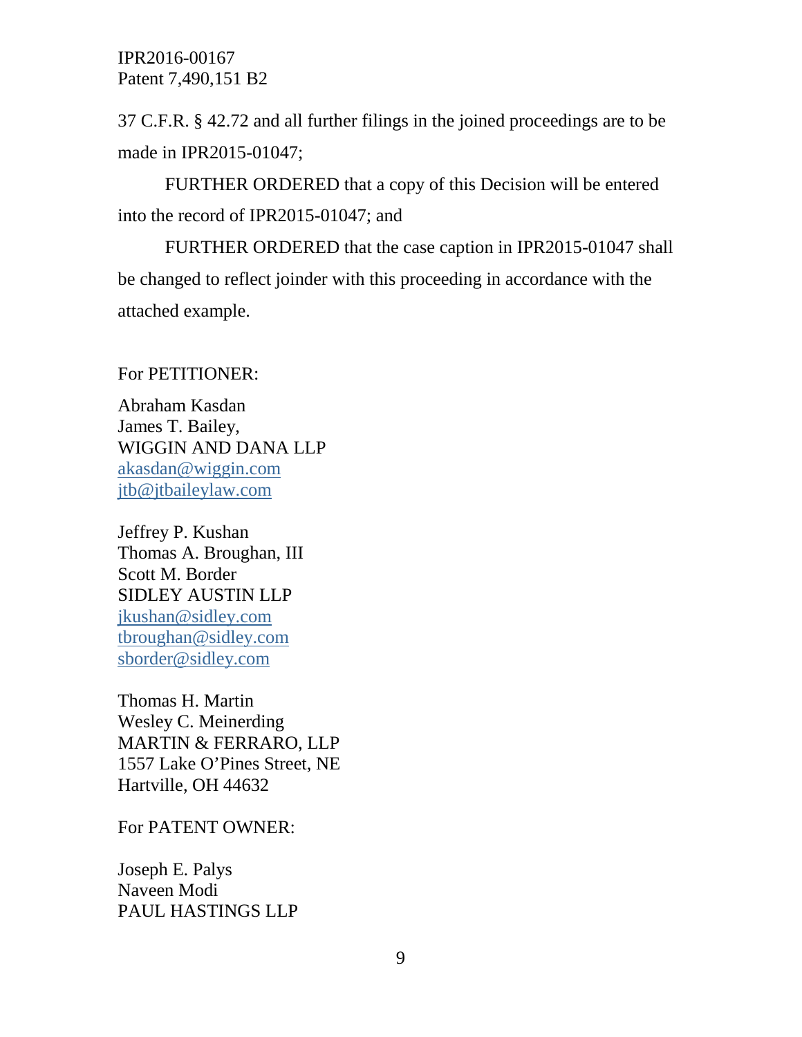37 C.F.R. § 42.72 and all further filings in the joined proceedings are to be made in IPR2015-01047;

FURTHER ORDERED that a copy of this Decision will be entered into the record of IPR2015-01047; and

FURTHER ORDERED that the case caption in IPR2015-01047 shall be changed to reflect joinder with this proceeding in accordance with the attached example.

For PETITIONER:

Abraham Kasdan  
James T. Bailey,  
WIGGIN AND DANA LLP  
akasdan@wiggin.com  
jtb@jtbaileylaw.com

Jeffrey P. Kushan  
Thomas A. Broughan, III  
Scott M. Border  
SIDLEY AUSTIN LLP  
jkushan@sidley.com  
tbroughan@sidley.com  
sborder@sidley.com

Thomas H. Martin  
Wesley C. Meinerding  
MARTIN & FERRARO, LLP  
1557 Lake O'Pines Street, NE  
Hartville, OH 44632

For PATENT OWNER:

Joseph E. Palys  
Naveen Modi  
PAUL HASTINGS LLP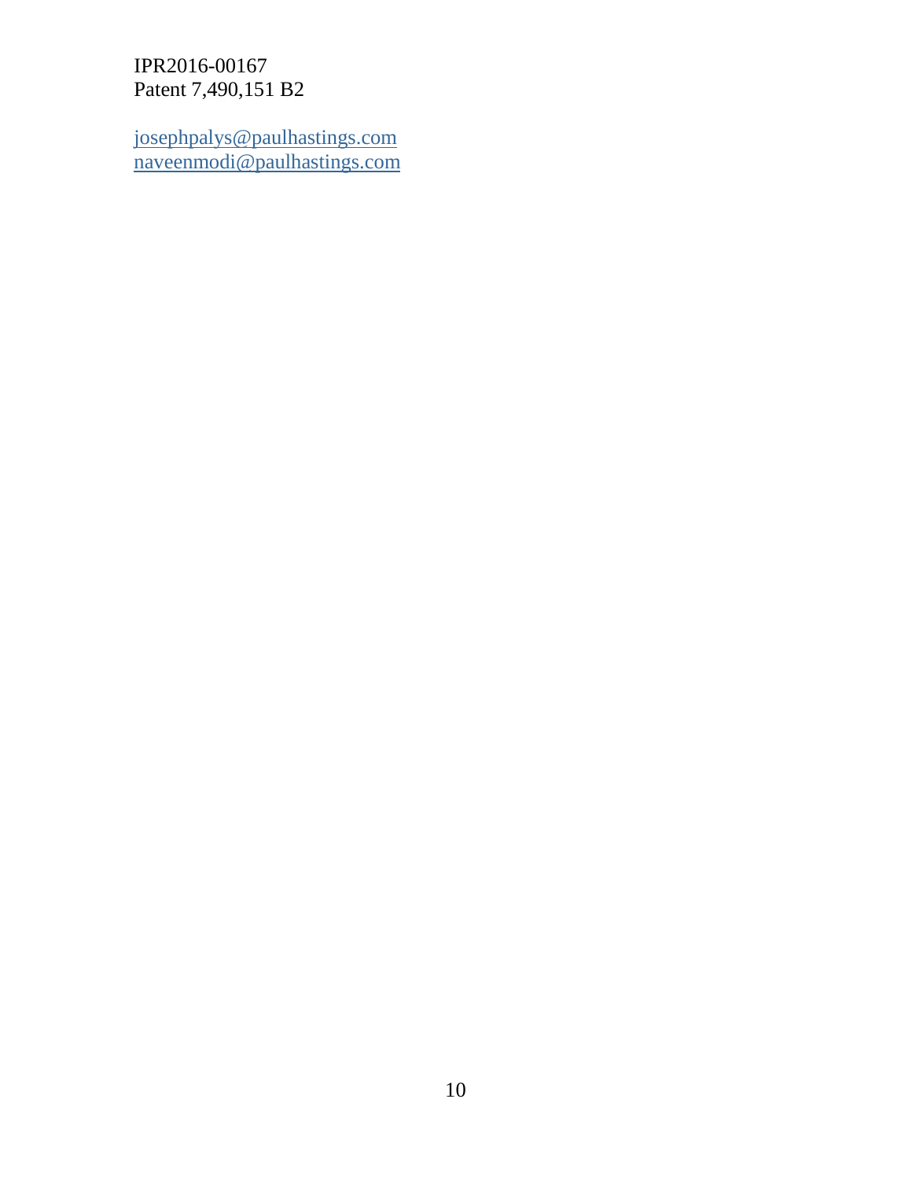josephpalys@paulhastings.com
naveenmodi@paulhastings.com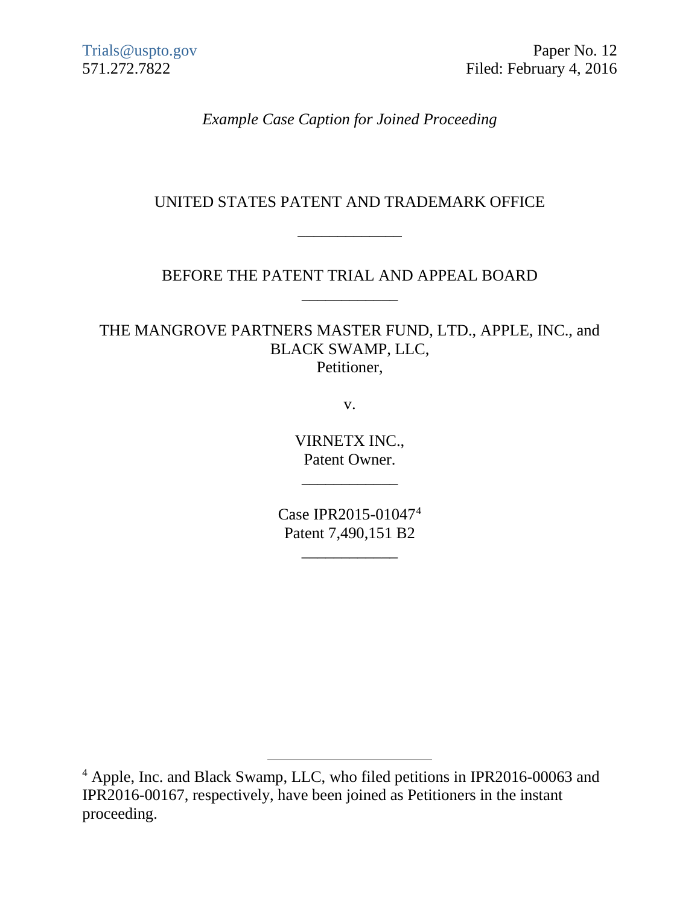Trials@uspto.gov
571.272.7822

Paper No. 12
Filed: February 4, 2016

*Example Case Caption for Joined Proceeding*

UNITED STATES PATENT AND TRADEMARK OFFICE

_____________

BEFORE THE PATENT TRIAL AND APPEAL BOARD

____________

THE MANGROVE PARTNERS MASTER FUND, LTD., APPLE, INC., and BLACK SWAMP, LLC,
Petitioner,

v.

VIRNETX INC.,
Patent Owner.

____________

Case IPR2015-01047[4]
Patent 7,490,151 B2

____________

[4] Apple, Inc. and Black Swamp, LLC, who filed petitions in IPR2016-00063 and IPR2016-00167, respectively, have been joined as Petitioners in the instant proceeding.